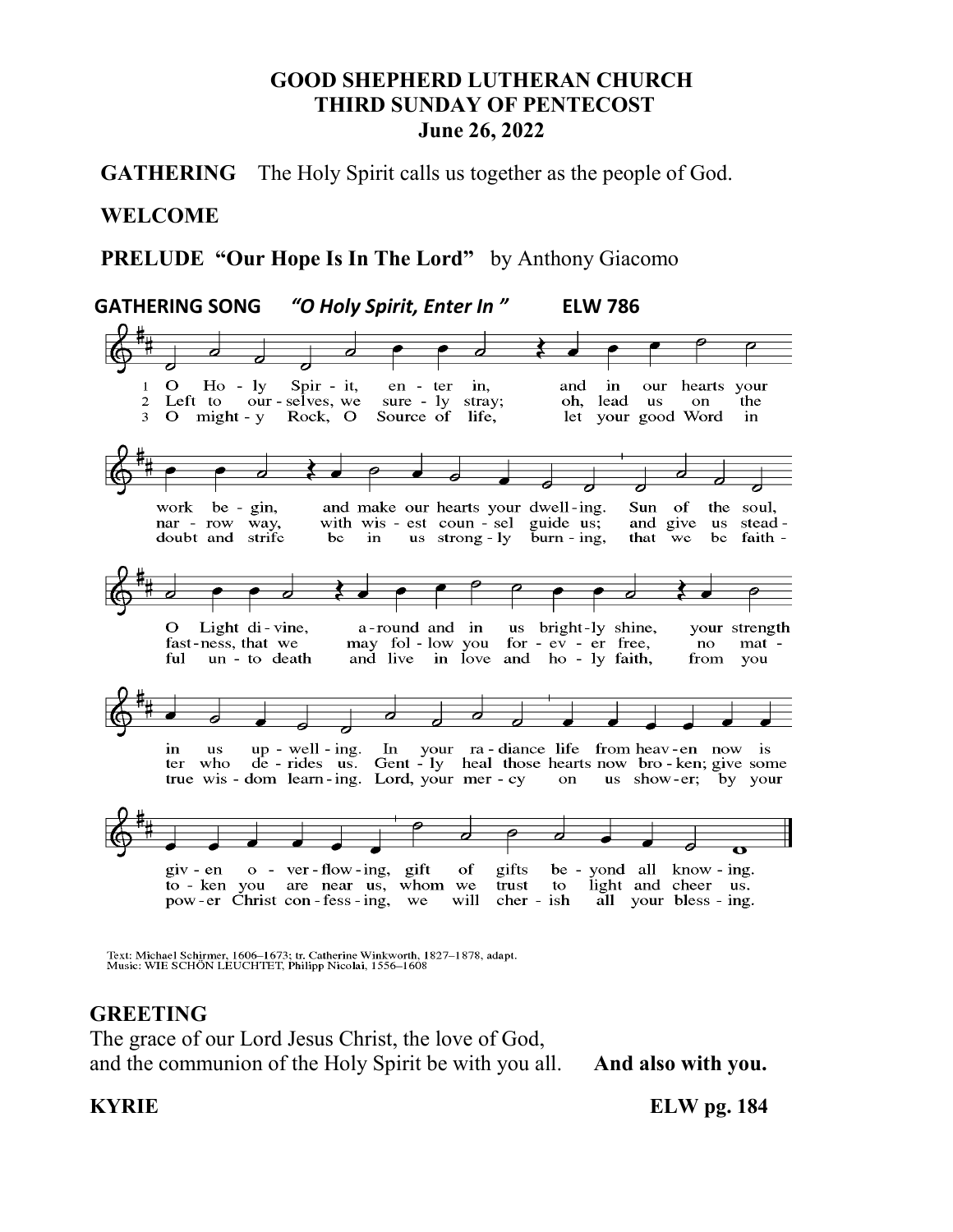**GOOD SHEPHERD LUTHERAN CHURCH**
**THIRD SUNDAY OF PENTECOST**
**June 26, 2022**

**GATHERING** The Holy Spirit calls us together as the people of God.

**WELCOME**

**PRELUDE "Our Hope Is In The Lord"** by Anthony Giacomo

**GATHERING SONG** ***"O Holy Spirit, Enter In"*** **ELW 786**

1 O Holy Spirit, enter in, and in our hearts your work begin, and make our hearts your dwelling. Sun of the soul, O Light divine, around and in us brightly shine, your strength in us upwelling. In your radiance life from heaven now is given overflowing, gift of gifts beyond all knowing.

2 Left to ourselves, we surely stray; oh, lead us on the narrow way, with wisest counsel guide us; and give us steadfastness, that we may follow you forever free, no matter who derides us. Gently heal those hearts now broken; give some token you are near us, whom we trust to light and cheer us.

3 O mighty Rock, O Source of life, let your good Word in doubt and strife be in us strongly burning, that we be faithful unto death and live in love and holy faith, from you true wisdom learning. Lord, your mercy on us shower; by your power Christ confessing, we will cherish all your blessing.

Text: Michael Schirmer, 1606–1673; tr. Catherine Winkworth, 1827–1878, adapt.
Music: WIE SCHÖN LEUCHTET, Philipp Nicolai, 1556–1608

**GREETING**

The grace of our Lord Jesus Christ, the love of God, and the communion of the Holy Spirit be with you all. **And also with you.**

**KYRIE** **ELW pg. 184**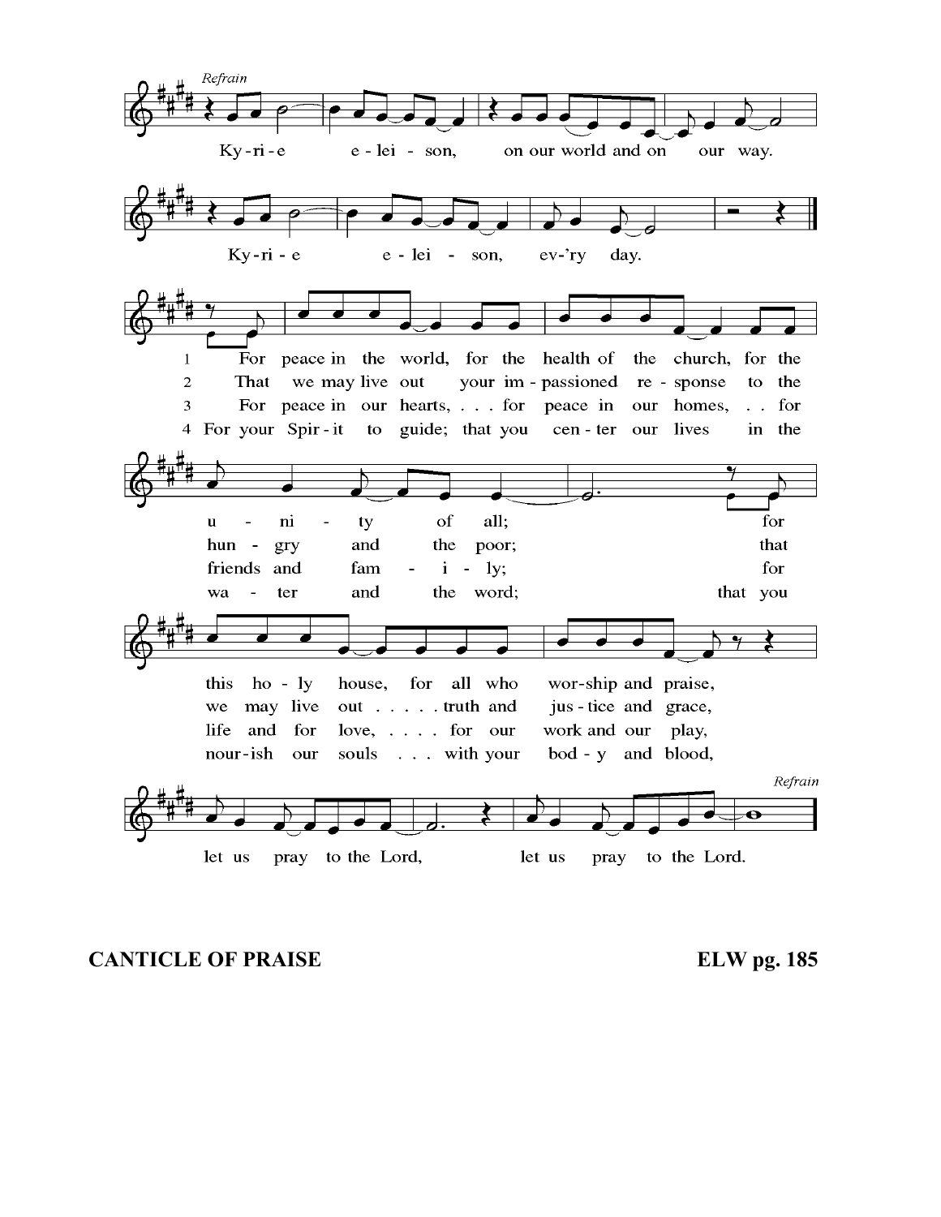*Refrain*

Ky-ri-e e-lei-son, on our world and on our way.

Ky-ri-e e-lei-son, ev-'ry day.

1. For peace in the world, for the health of the church, for the unity of all; for this holy house, for all who worship and praise,
2. That we may live out your impassioned response to the hungry and the poor; that we may live out . . . . . truth and justice and grace,
3. For peace in our hearts, . . . for peace in our homes, . . for friends and family; for life and for love, . . . . for our work and our play,
4. For your Spirit to guide; that you center our lives in the water and the word; that you nourish our souls . . . with your body and blood,

let us pray to the Lord, let us pray to the Lord.

*Refrain*

**CANTICLE OF PRAISE** **ELW pg. 185**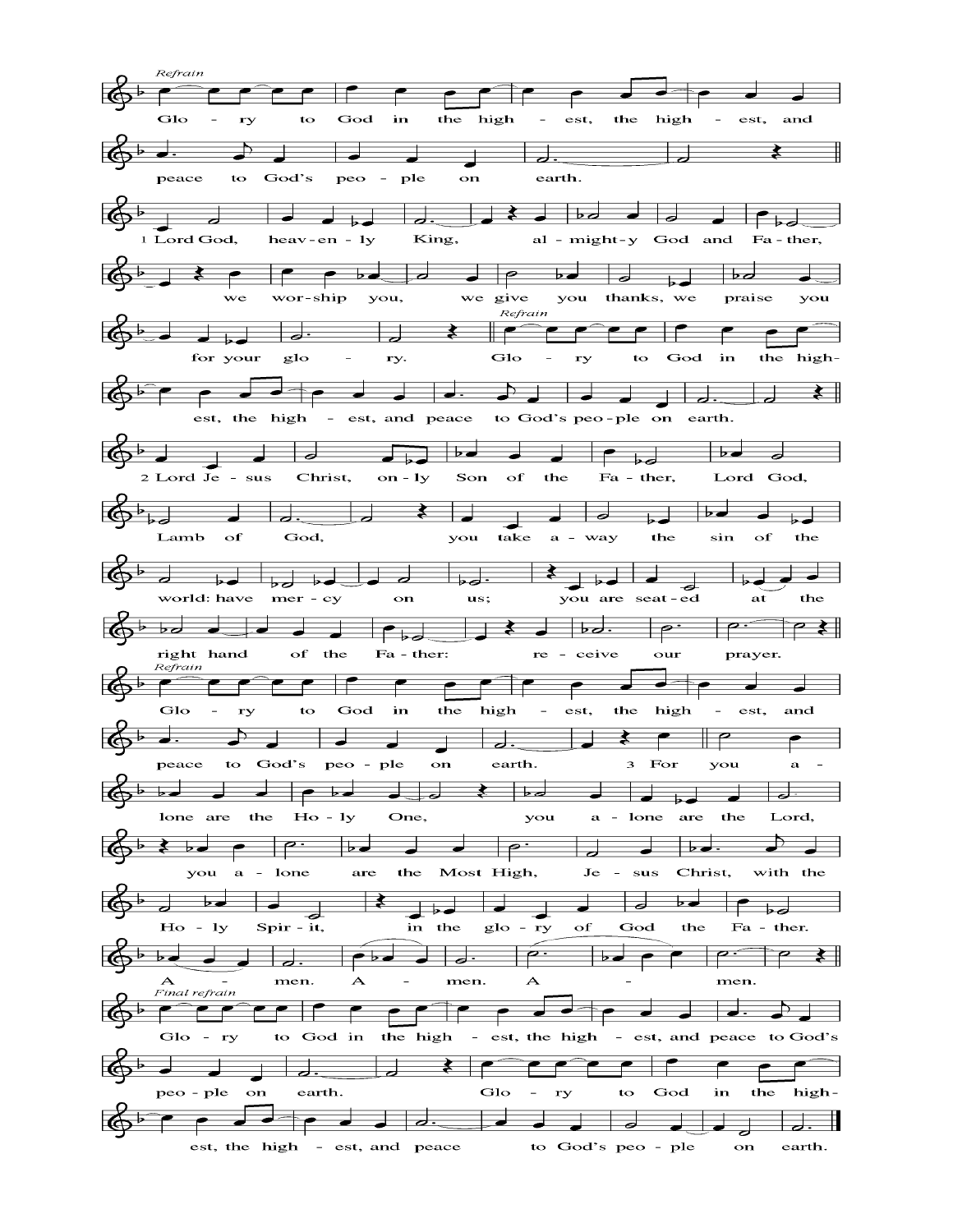*Refrain*

Glo - ry to God in the high - est, the high - est, and peace to God's peo - ple on earth.

1 Lord God, heav - en - ly King, al - might - y God and Fa - ther, we wor - ship you, we give you thanks, we praise you for your glo - ry.

*Refrain*

Glo - ry to God in the high - est, the high - est, and peace to God's peo - ple on earth.

2 Lord Je - sus Christ, on - ly Son of the Fa - ther, Lord God, Lamb of God, you take a - way the sin of the world: have mer - cy on us; you are seat - ed at the right hand of the Fa - ther: re - ceive our prayer.

*Refrain*

Glo - ry to God in the high - est, the high - est, and peace to God's peo - ple on earth.

3 For you a - lone are the Ho - ly One, you a - lone are the Lord, you a - lone are the Most High, Je - sus Christ, with the Ho - ly Spir - it, in the glo - ry of God the Fa - ther. A - men. A - men. A - men.

*Final refrain*

Glo - ry to God in the high - est, the high - est, and peace to God's peo - ple on earth. Glo - ry to God in the high - est, the high - est, and peace to God's peo - ple on earth.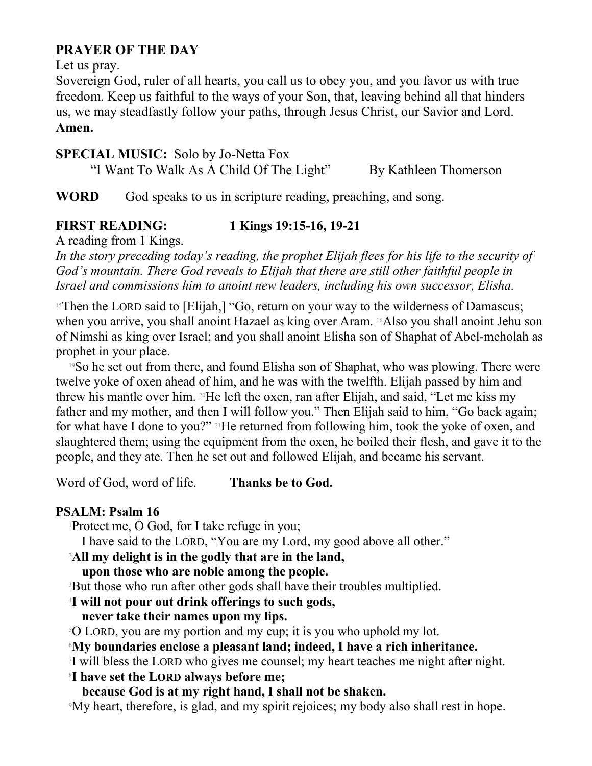**PRAYER OF THE DAY**

Let us pray.

Sovereign God, ruler of all hearts, you call us to obey you, and you favor us with true freedom. Keep us faithful to the ways of your Son, that, leaving behind all that hinders us, we may steadfastly follow your paths, through Jesus Christ, our Savior and Lord.
**Amen.**

**SPECIAL MUSIC:** Solo by Jo-Netta Fox
"I Want To Walk As A Child Of The Light" By Kathleen Thomerson

**WORD** God speaks to us in scripture reading, preaching, and song.

**FIRST READING: 1 Kings 19:15-16, 19-21**

A reading from 1 Kings.

*In the story preceding today's reading, the prophet Elijah flees for his life to the security of God's mountain. There God reveals to Elijah that there are still other faithful people in Israel and commissions him to anoint new leaders, including his own successor, Elisha.*

[15]Then the LORD said to [Elijah,] "Go, return on your way to the wilderness of Damascus; when you arrive, you shall anoint Hazael as king over Aram. [16]Also you shall anoint Jehu son of Nimshi as king over Israel; and you shall anoint Elisha son of Shaphat of Abel-meholah as prophet in your place.

[19]So he set out from there, and found Elisha son of Shaphat, who was plowing. There were twelve yoke of oxen ahead of him, and he was with the twelfth. Elijah passed by him and threw his mantle over him. [20]He left the oxen, ran after Elijah, and said, "Let me kiss my father and my mother, and then I will follow you." Then Elijah said to him, "Go back again; for what have I done to you?" [21]He returned from following him, took the yoke of oxen, and slaughtered them; using the equipment from the oxen, he boiled their flesh, and gave it to the people, and they ate. Then he set out and followed Elijah, and became his servant.

Word of God, word of life. **Thanks be to God.**

**PSALM: Psalm 16**

[1]Protect me, O God, for I take refuge in you;
I have said to the LORD, "You are my Lord, my good above all other."

[2]**All my delight is in the godly that are in the land,**
**upon those who are noble among the people.**

[3]But those who run after other gods shall have their troubles multiplied.

[4]**I will not pour out drink offerings to such gods,**
**never take their names upon my lips.**

[5]O LORD, you are my portion and my cup; it is you who uphold my lot.

[6]**My boundaries enclose a pleasant land; indeed, I have a rich inheritance.**

[7]I will bless the LORD who gives me counsel; my heart teaches me night after night.

[8]**I have set the LORD always before me;**
**because God is at my right hand, I shall not be shaken.**

[9]My heart, therefore, is glad, and my spirit rejoices; my body also shall rest in hope.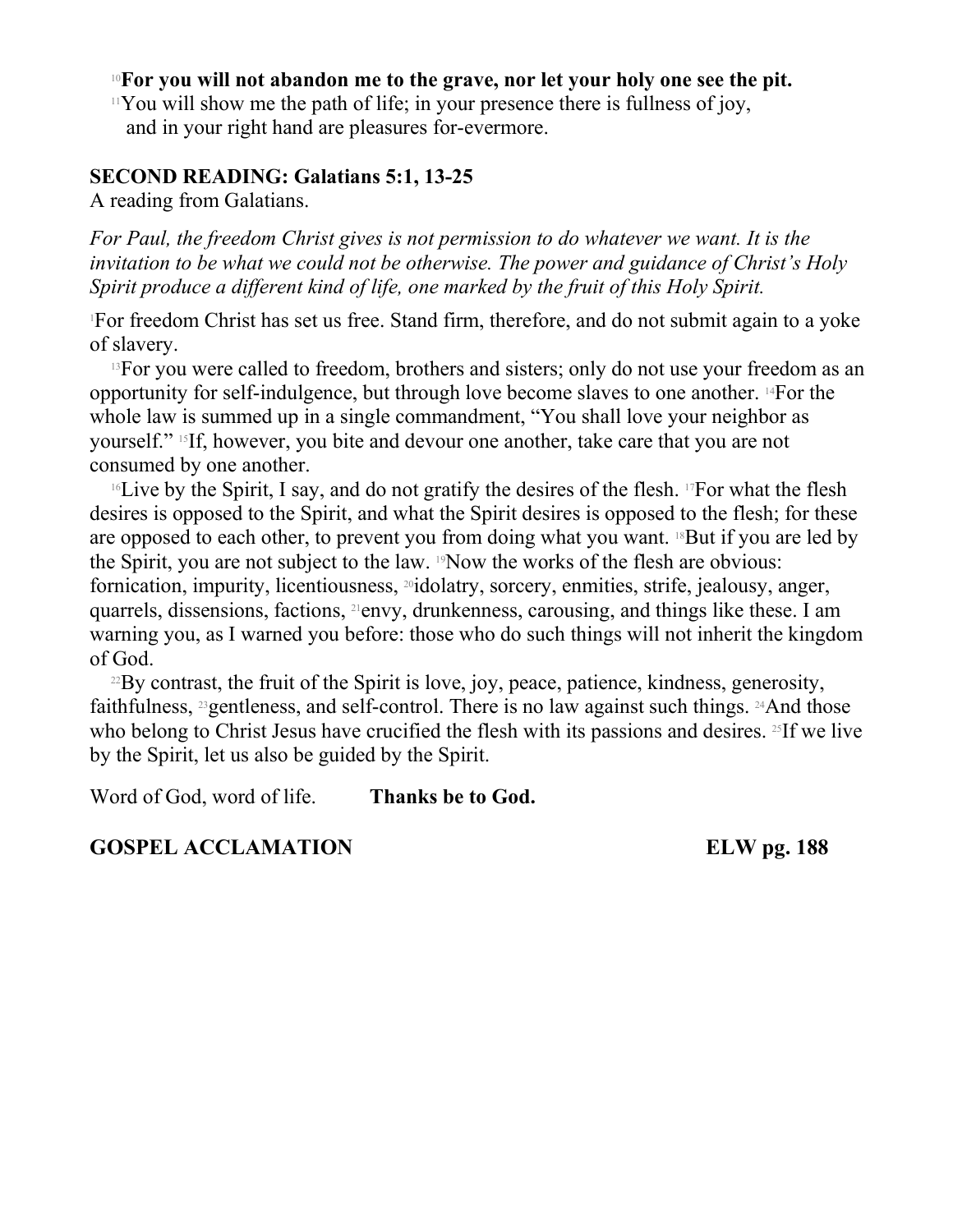[10]**For you will not abandon me to the grave, nor let your holy one see the pit.**
[11]You will show me the path of life; in your presence there is fullness of joy,
and in your right hand are pleasures for-evermore.

**SECOND READING: Galatians 5:1, 13-25**
A reading from Galatians.

*For Paul, the freedom Christ gives is not permission to do whatever we want. It is the invitation to be what we could not be otherwise. The power and guidance of Christ's Holy Spirit produce a different kind of life, one marked by the fruit of this Holy Spirit.*

[1]For freedom Christ has set us free. Stand firm, therefore, and do not submit again to a yoke of slavery.

[13]For you were called to freedom, brothers and sisters; only do not use your freedom as an opportunity for self-indulgence, but through love become slaves to one another. [14]For the whole law is summed up in a single commandment, "You shall love your neighbor as yourself." [15]If, however, you bite and devour one another, take care that you are not consumed by one another.

[16]Live by the Spirit, I say, and do not gratify the desires of the flesh. [17]For what the flesh desires is opposed to the Spirit, and what the Spirit desires is opposed to the flesh; for these are opposed to each other, to prevent you from doing what you want. [18]But if you are led by the Spirit, you are not subject to the law. [19]Now the works of the flesh are obvious: fornication, impurity, licentiousness, [20]idolatry, sorcery, enmities, strife, jealousy, anger, quarrels, dissensions, factions, [21]envy, drunkenness, carousing, and things like these. I am warning you, as I warned you before: those who do such things will not inherit the kingdom of God.

[22]By contrast, the fruit of the Spirit is love, joy, peace, patience, kindness, generosity, faithfulness, [23]gentleness, and self-control. There is no law against such things. [24]And those who belong to Christ Jesus have crucified the flesh with its passions and desires. [25]If we live by the Spirit, let us also be guided by the Spirit.

Word of God, word of life. **Thanks be to God.**

**GOSPEL ACCLAMATION ELW pg. 188**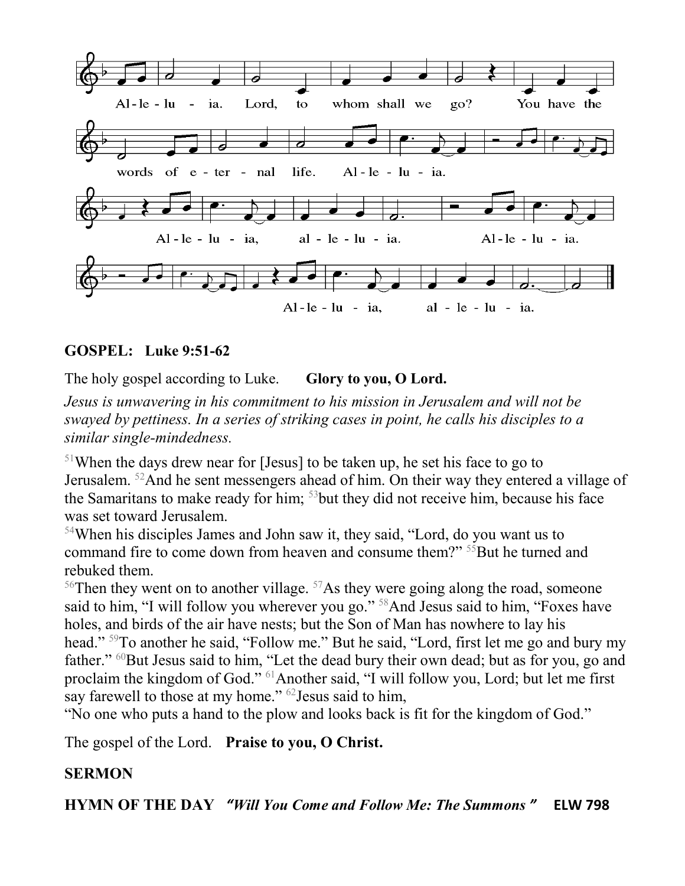Al - le - lu - ia. Lord, to whom shall we go? You have the words of e - ter - nal life. Al - le - lu - ia.

Al - le - lu - ia, al - le - lu - ia. Al - le - lu - ia.

Al - le - lu - ia, al - le - lu - ia.

**GOSPEL: Luke 9:51-62**

The holy gospel according to Luke. **Glory to you, O Lord.**

*Jesus is unwavering in his commitment to his mission in Jerusalem and will not be swayed by pettiness. In a series of striking cases in point, he calls his disciples to a similar single-mindedness.*

[51]When the days drew near for [Jesus] to be taken up, he set his face to go to Jerusalem. [52]And he sent messengers ahead of him. On their way they entered a village of the Samaritans to make ready for him; [53]but they did not receive him, because his face was set toward Jerusalem.
[54]When his disciples James and John saw it, they said, "Lord, do you want us to command fire to come down from heaven and consume them?" [55]But he turned and rebuked them.
[56]Then they went on to another village. [57]As they were going along the road, someone said to him, "I will follow you wherever you go." [58]And Jesus said to him, "Foxes have holes, and birds of the air have nests; but the Son of Man has nowhere to lay his head." [59]To another he said, "Follow me." But he said, "Lord, first let me go and bury my father." [60]But Jesus said to him, "Let the dead bury their own dead; but as for you, go and proclaim the kingdom of God." [61]Another said, "I will follow you, Lord; but let me first say farewell to those at my home." [62]Jesus said to him,
"No one who puts a hand to the plow and looks back is fit for the kingdom of God."

The gospel of the Lord. **Praise to you, O Christ.**

**SERMON**

**HYMN OF THE DAY** ***"Will You Come and Follow Me: The Summons"*** **ELW 798**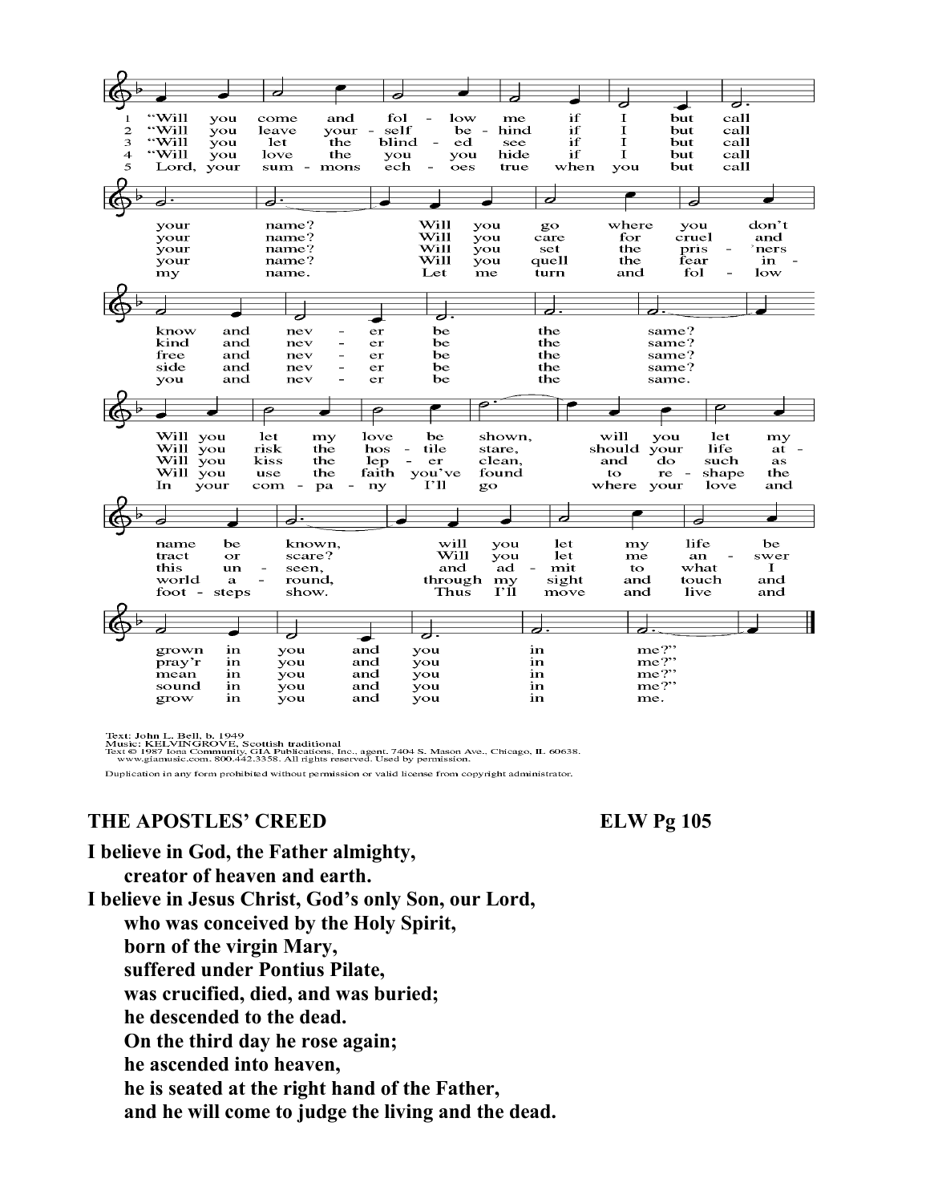1 "Will you come and follow me if I but call your name? Will you go where you don't know and never be the same? Will you let my love be shown, will you let my name be known, will you let my life be grown in you and you in me?"

2 "Will you leave yourself behind if I but call your name? Will you care for cruel and kind and never be the same? Will you risk the hostile stare, should your life attract or scare? Will you let me answer pray'r in you and you in me?"

3 "Will you let the blinded see if I but call your name? Will you set the pris'ners free and never be the same? Will you kiss the leper clean, and do such as this unseen, and admit to what I mean in you and you in me?"

4 "Will you love the you you hide if I but call your name? Will you quell the fear inside and never be the same? Will you use the faith you've found to reshape the world around, through my sight and touch and sound in you and you in me?"

5 Lord, your summons echoes true when you but call my name. Let me turn and follow you and never be the same. In your company I'll go where your love and footsteps show. Thus I'll move and live and grow in you and you in me.

Text: John L. Bell, b. 1949
Music: KELVINGROVE, Scottish traditional
Text © 1987 Iona Community, GIA Publications, Inc., agent. 7404 S. Mason Ave., Chicago, IL 60638. www.giamusic.com. 800.442.3358. All rights reserved. Used by permission.

Duplication in any form prohibited without permission or valid license from copyright administrator.

**THE APOSTLES' CREED** **ELW Pg 105**

**I believe in God, the Father almighty,**
**creator of heaven and earth.**
**I believe in Jesus Christ, God's only Son, our Lord,**
**who was conceived by the Holy Spirit,**
**born of the virgin Mary,**
**suffered under Pontius Pilate,**
**was crucified, died, and was buried;**
**he descended to the dead.**
**On the third day he rose again;**
**he ascended into heaven,**
**he is seated at the right hand of the Father,**
**and he will come to judge the living and the dead.**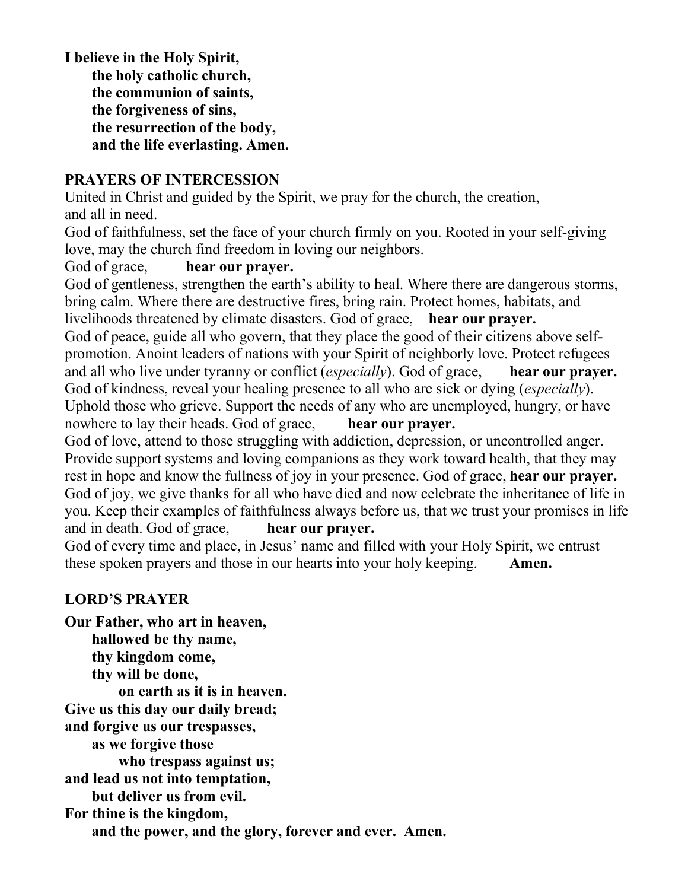**I believe in the Holy Spirit,**
**the holy catholic church,**
**the communion of saints,**
**the forgiveness of sins,**
**the resurrection of the body,**
**and the life everlasting. Amen.**

## PRAYERS OF INTERCESSION

United in Christ and guided by the Spirit, we pray for the church, the creation, and all in need.

God of faithfulness, set the face of your church firmly on you. Rooted in your self-giving love, may the church find freedom in loving our neighbors.
God of grace, **hear our prayer.**

God of gentleness, strengthen the earth's ability to heal. Where there are dangerous storms, bring calm. Where there are destructive fires, bring rain. Protect homes, habitats, and livelihoods threatened by climate disasters. God of grace, **hear our prayer.**

God of peace, guide all who govern, that they place the good of their citizens above self-promotion. Anoint leaders of nations with your Spirit of neighborly love. Protect refugees and all who live under tyranny or conflict (*especially*). God of grace, **hear our prayer.**

God of kindness, reveal your healing presence to all who are sick or dying (*especially*). Uphold those who grieve. Support the needs of any who are unemployed, hungry, or have nowhere to lay their heads. God of grace, **hear our prayer.**

God of love, attend to those struggling with addiction, depression, or uncontrolled anger. Provide support systems and loving companions as they work toward health, that they may rest in hope and know the fullness of joy in your presence. God of grace, **hear our prayer.**

God of joy, we give thanks for all who have died and now celebrate the inheritance of life in you. Keep their examples of faithfulness always before us, that we trust your promises in life and in death. God of grace, **hear our prayer.**

God of every time and place, in Jesus' name and filled with your Holy Spirit, we entrust these spoken prayers and those in our hearts into your holy keeping. **Amen.**

## LORD'S PRAYER

**Our Father, who art in heaven,**
**hallowed be thy name,**
**thy kingdom come,**
**thy will be done,**
**on earth as it is in heaven.**
**Give us this day our daily bread;**
**and forgive us our trespasses,**
**as we forgive those**
**who trespass against us;**
**and lead us not into temptation,**
**but deliver us from evil.**
**For thine is the kingdom,**
**and the power, and the glory, forever and ever. Amen.**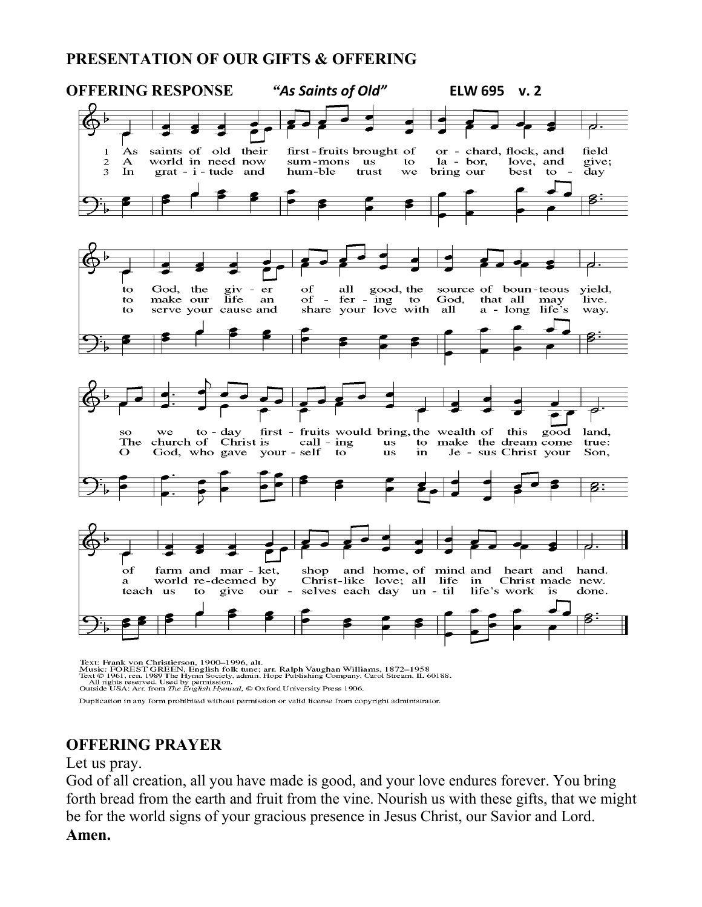**PRESENTATION OF OUR GIFTS & OFFERING**

**OFFERING RESPONSE** ***"As Saints of Old"*** **ELW 695 v. 2**

1 As saints of old their first-fruits brought of orchard, flock, and field to God, the giver of all good, the source of bounteous yield, so we today first-fruits would bring, the wealth of this good land, of farm and market, shop and home, of mind and heart and hand.

2 A world in need now summons us to labor, love, and give; to make our life an offering to God, that all may live. The church of Christ is calling us to make the dream come true: a world redeemed by Christ-like love; all life in Christ made new.

3 In gratitude and humble trust we bring our best today to serve your cause and share your love with all along life's way. O God, who gave yourself to us in Jesus Christ your Son, teach us to give ourselves each day until life's work is done.

Text: Frank von Christierson, 1900–1996, alt.
Music: FOREST GREEN, English folk tune; arr. Ralph Vaughan Williams, 1872–1958
Text © 1961, ren. 1989 The Hymn Society, admin. Hope Publishing Company, Carol Stream, IL 60188.
All rights reserved. Used by permission.
Outside USA: Arr. from *The English Hymnal*, © Oxford University Press 1906.

Duplication in any form prohibited without permission or valid license from copyright administrator.

**OFFERING PRAYER**

Let us pray.

God of all creation, all you have made is good, and your love endures forever. You bring forth bread from the earth and fruit from the vine. Nourish us with these gifts, that we might be for the world signs of your gracious presence in Jesus Christ, our Savior and Lord.

**Amen.**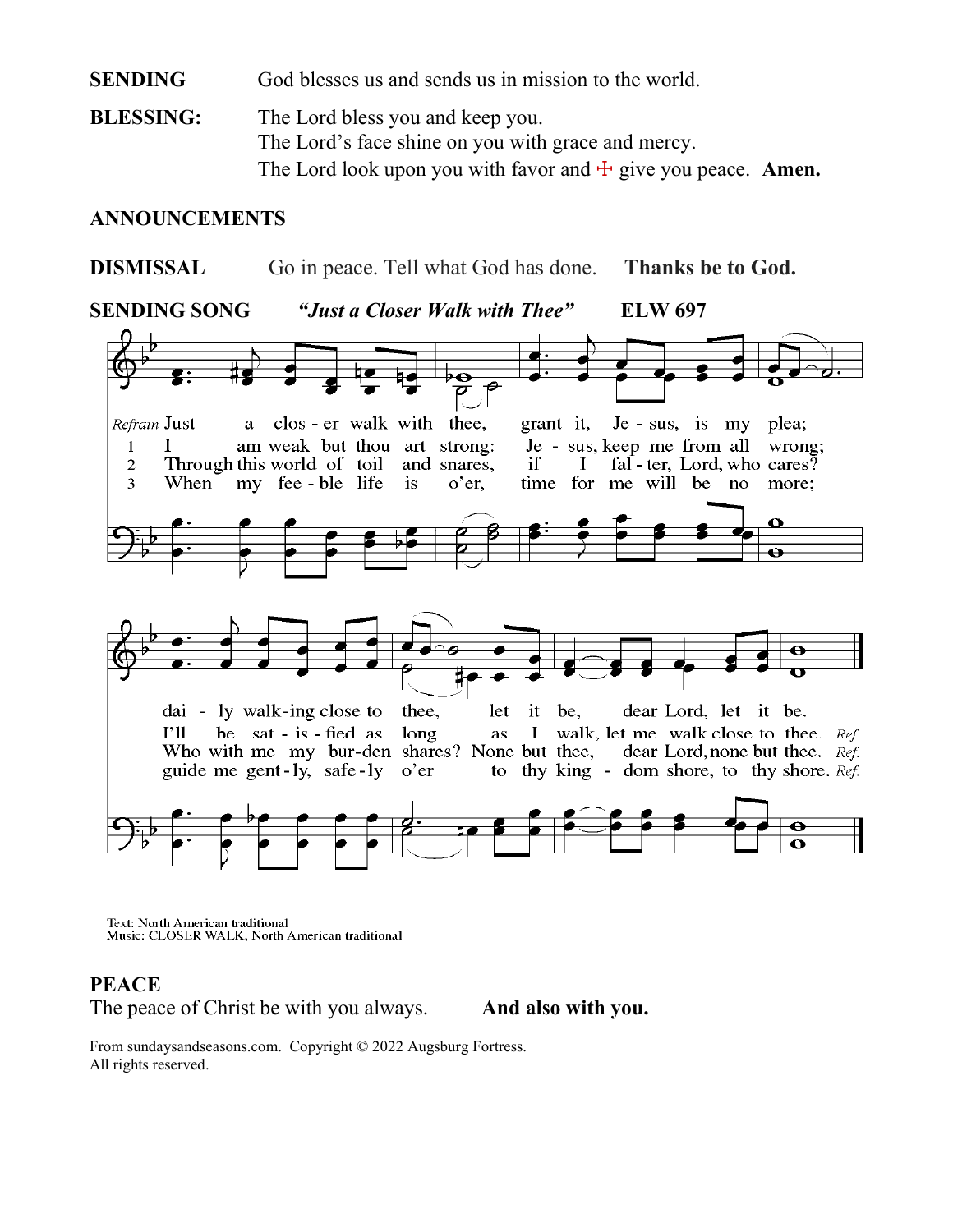**SENDING** God blesses us and sends us in mission to the world.

**BLESSING:** The Lord bless you and keep you.
The Lord's face shine on you with grace and mercy.
The Lord look upon you with favor and ☩ give you peace. **Amen.**

**ANNOUNCEMENTS**

**DISMISSAL** Go in peace. Tell what God has done. **Thanks be to God.**

**SENDING SONG** ***"Just a Closer Walk with Thee"*** **ELW 697**

*Refrain* Just a closer walk with thee, grant it, Jesus, is my plea; daily walking close to thee, let it be, dear Lord, let it be.

1 I am weak but thou art strong: Jesus, keep me from all wrong; I'll be satisfied as long as I walk, let me walk close to thee. *Ref.*

2 Through this world of toil and snares, if I falter, Lord, who cares? Who with me my burden shares? None but thee, dear Lord, none but thee. *Ref.*

3 When my feeble life is o'er, time for me will be no more; guide me gently, safely o'er to thy kingdom shore, to thy shore. *Ref.*

Text: North American traditional
Music: CLOSER WALK, North American traditional

**PEACE**
The peace of Christ be with you always. **And also with you.**

From sundaysandseasons.com. Copyright © 2022 Augsburg Fortress.
All rights reserved.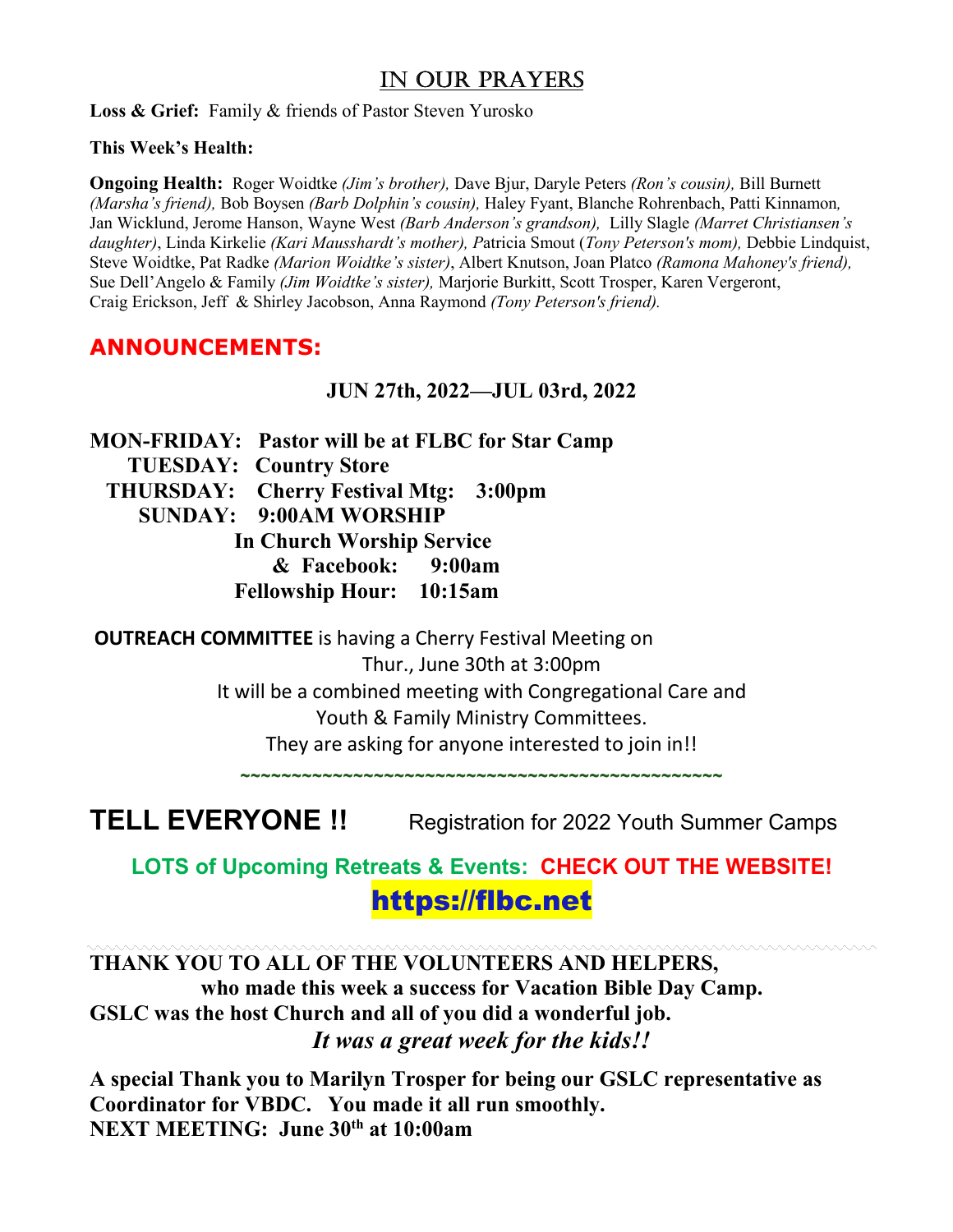# In Our Prayers

**Loss & Grief:** Family & friends of Pastor Steven Yurosko

**This Week's Health:**

**Ongoing Health:** Roger Woidtke *(Jim's brother),* Dave Bjur, Daryle Peters *(Ron's cousin),* Bill Burnett *(Marsha's friend),* Bob Boysen *(Barb Dolphin's cousin),* Haley Fyant, Blanche Rohrenbach, Patti Kinnamon, Jan Wicklund, Jerome Hanson, Wayne West *(Barb Anderson's grandson),* Lilly Slagle *(Marret Christiansen's daughter)*, Linda Kirkelie *(Kari Mausshardt's mother),* Patricia Smout (*Tony Peterson's mom),* Debbie Lindquist, Steve Woidtke, Pat Radke *(Marion Woidtke's sister)*, Albert Knutson, Joan Platco *(Ramona Mahoney's friend),* Sue Dell'Angelo & Family *(Jim Woidtke's sister),* Marjorie Burkitt, Scott Trosper, Karen Vergeront, Craig Erickson, Jeff & Shirley Jacobson, Anna Raymond *(Tony Peterson's friend).*

## ANNOUNCEMENTS:

**JUN 27th, 2022—JUL 03rd, 2022**

**MON-FRIDAY: Pastor will be at FLBC for Star Camp**
**TUESDAY: Country Store**
**THURSDAY: Cherry Festival Mtg: 3:00pm**
**SUNDAY: 9:00AM WORSHIP**
**In Church Worship Service**
**& Facebook: 9:00am**
**Fellowship Hour: 10:15am**

**OUTREACH COMMITTEE** is having a Cherry Festival Meeting on
Thur., June 30th at 3:00pm
It will be a combined meeting with Congregational Care and
Youth & Family Ministry Committees.
They are asking for anyone interested to join in!!

~~~~~~~~~~~~~~~~~~~~~~~~~~~~~~~~~~~~~~~~~~~~~~~~

**TELL EVERYONE !!** Registration for 2022 Youth Summer Camps

**LOTS of Upcoming Retreats & Events: CHECK OUT THE WEBSITE!**

**https://flbc.net**

**THANK YOU TO ALL OF THE VOLUNTEERS AND HELPERS,**
**who made this week a success for Vacation Bible Day Camp.**
**GSLC was the host Church and all of you did a wonderful job.**
***It was a great week for the kids!!***

**A special Thank you to Marilyn Trosper for being our GSLC representative as Coordinator for VBDC. You made it all run smoothly.**
**NEXT MEETING: June 30th at 10:00am**